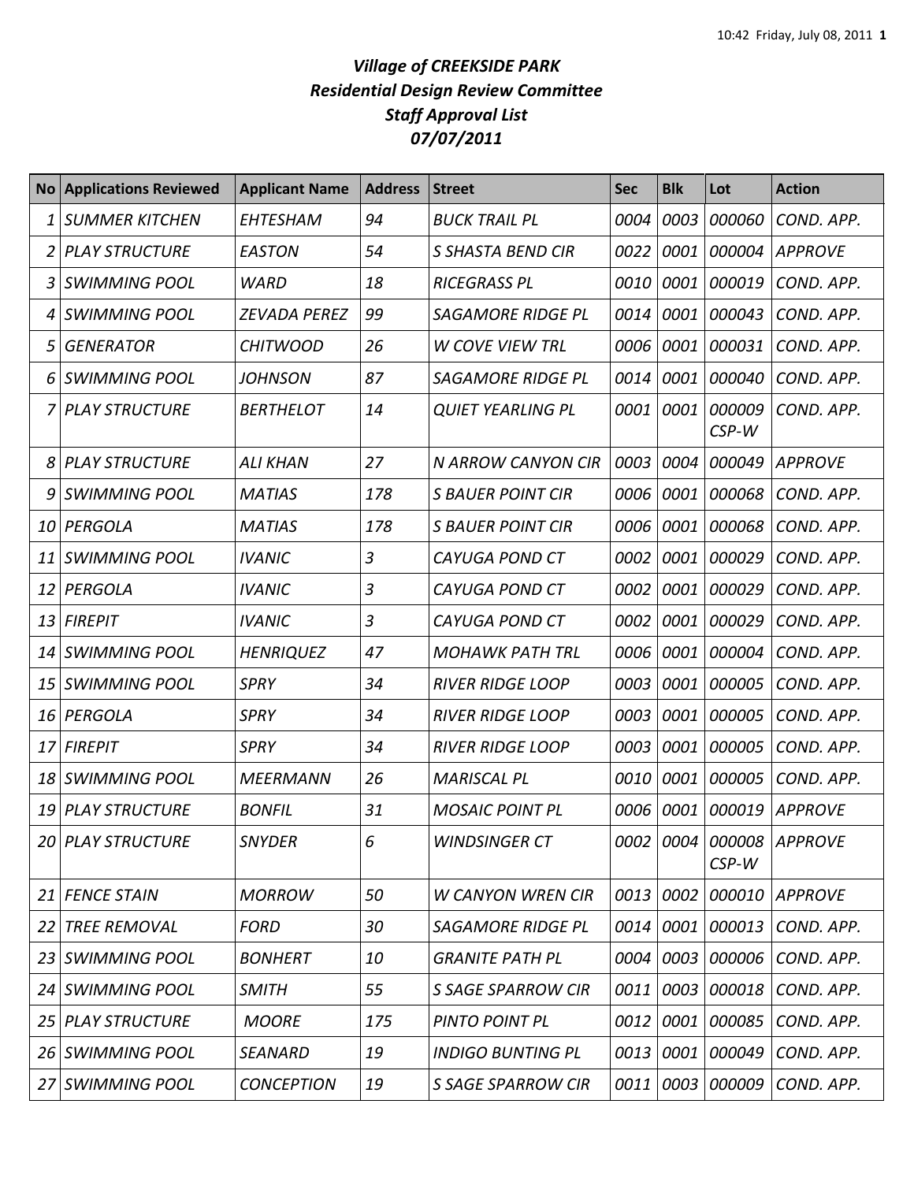# *Village of CREEKSIDE PARK*
## *Residential Design Review Committee*
## *Staff Approval List*
## *07/07/2011*

| No | Applications Reviewed | Applicant Name | Address | Street | Sec | Blk | Lot | Action |
|---|---|---|---|---|---|---|---|---|
| *1* | *SUMMER KITCHEN* | *EHTESHAM* | *94* | *BUCK TRAIL PL* | *0004* | *0003* | *000060* | *COND. APP.* |
| *2* | *PLAY STRUCTURE* | *EASTON* | *54* | *S SHASTA BEND CIR* | *0022* | *0001* | *000004* | *APPROVE* |
| *3* | *SWIMMING POOL* | *WARD* | *18* | *RICEGRASS PL* | *0010* | *0001* | *000019* | *COND. APP.* |
| *4* | *SWIMMING POOL* | *ZEVADA PEREZ* | *99* | *SAGAMORE RIDGE PL* | *0014* | *0001* | *000043* | *COND. APP.* |
| *5* | *GENERATOR* | *CHITWOOD* | *26* | *W COVE VIEW TRL* | *0006* | *0001* | *000031* | *COND. APP.* |
| *6* | *SWIMMING POOL* | *JOHNSON* | *87* | *SAGAMORE RIDGE PL* | *0014* | *0001* | *000040* | *COND. APP.* |
| *7* | *PLAY STRUCTURE* | *BERTHELOT* | *14* | *QUIET YEARLING PL* | *0001* | *0001* | *000009 CSP-W* | *COND. APP.* |
| *8* | *PLAY STRUCTURE* | *ALI KHAN* | *27* | *N ARROW CANYON CIR* | *0003* | *0004* | *000049* | *APPROVE* |
| *9* | *SWIMMING POOL* | *MATIAS* | *178* | *S BAUER POINT CIR* | *0006* | *0001* | *000068* | *COND. APP.* |
| *10* | *PERGOLA* | *MATIAS* | *178* | *S BAUER POINT CIR* | *0006* | *0001* | *000068* | *COND. APP.* |
| *11* | *SWIMMING POOL* | *IVANIC* | *3* | *CAYUGA POND CT* | *0002* | *0001* | *000029* | *COND. APP.* |
| *12* | *PERGOLA* | *IVANIC* | *3* | *CAYUGA POND CT* | *0002* | *0001* | *000029* | *COND. APP.* |
| *13* | *FIREPIT* | *IVANIC* | *3* | *CAYUGA POND CT* | *0002* | *0001* | *000029* | *COND. APP.* |
| *14* | *SWIMMING POOL* | *HENRIQUEZ* | *47* | *MOHAWK PATH TRL* | *0006* | *0001* | *000004* | *COND. APP.* |
| *15* | *SWIMMING POOL* | *SPRY* | *34* | *RIVER RIDGE LOOP* | *0003* | *0001* | *000005* | *COND. APP.* |
| *16* | *PERGOLA* | *SPRY* | *34* | *RIVER RIDGE LOOP* | *0003* | *0001* | *000005* | *COND. APP.* |
| *17* | *FIREPIT* | *SPRY* | *34* | *RIVER RIDGE LOOP* | *0003* | *0001* | *000005* | *COND. APP.* |
| *18* | *SWIMMING POOL* | *MEERMANN* | *26* | *MARISCAL PL* | *0010* | *0001* | *000005* | *COND. APP.* |
| *19* | *PLAY STRUCTURE* | *BONFIL* | *31* | *MOSAIC POINT PL* | *0006* | *0001* | *000019* | *APPROVE* |
| *20* | *PLAY STRUCTURE* | *SNYDER* | *6* | *WINDSINGER CT* | *0002* | *0004* | *000008 CSP-W* | *APPROVE* |
| *21* | *FENCE STAIN* | *MORROW* | *50* | *W CANYON WREN CIR* | *0013* | *0002* | *000010* | *APPROVE* |
| *22* | *TREE REMOVAL* | *FORD* | *30* | *SAGAMORE RIDGE PL* | *0014* | *0001* | *000013* | *COND. APP.* |
| *23* | *SWIMMING POOL* | *BONHERT* | *10* | *GRANITE PATH PL* | *0004* | *0003* | *000006* | *COND. APP.* |
| *24* | *SWIMMING POOL* | *SMITH* | *55* | *S SAGE SPARROW CIR* | *0011* | *0003* | *000018* | *COND. APP.* |
| *25* | *PLAY STRUCTURE* | *MOORE* | *175* | *PINTO POINT PL* | *0012* | *0001* | *000085* | *COND. APP.* |
| *26* | *SWIMMING POOL* | *SEANARD* | *19* | *INDIGO BUNTING PL* | *0013* | *0001* | *000049* | *COND. APP.* |
| *27* | *SWIMMING POOL* | *CONCEPTION* | *19* | *S SAGE SPARROW CIR* | *0011* | *0003* | *000009* | *COND. APP.* |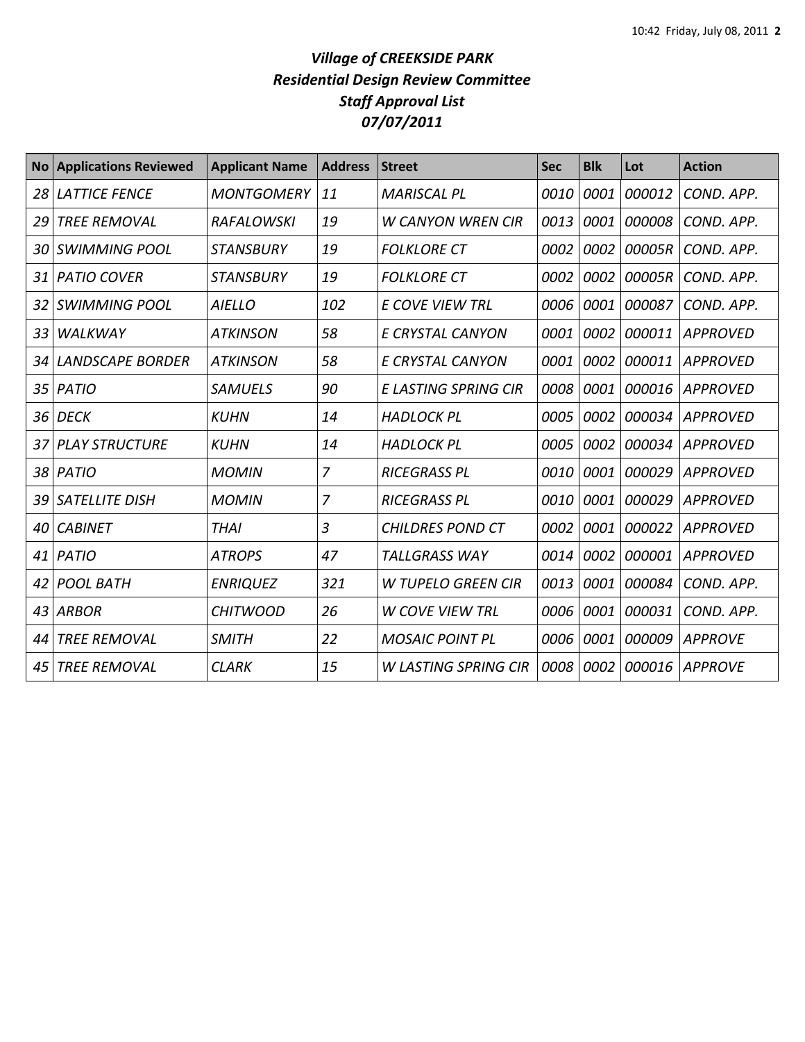# *Village of CREEKSIDE PARK*
## *Residential Design Review Committee*
## *Staff Approval List*
## *07/07/2011*

| No | Applications Reviewed | Applicant Name | Address | Street | Sec | Blk | Lot | Action |
|---|---|---|---|---|---|---|---|---|
| 28 | LATTICE FENCE | MONTGOMERY | 11 | MARISCAL PL | 0010 | 0001 | 000012 | COND. APP. |
| 29 | TREE REMOVAL | RAFALOWSKI | 19 | W CANYON WREN CIR | 0013 | 0001 | 000008 | COND. APP. |
| 30 | SWIMMING POOL | STANSBURY | 19 | FOLKLORE CT | 0002 | 0002 | 00005R | COND. APP. |
| 31 | PATIO COVER | STANSBURY | 19 | FOLKLORE CT | 0002 | 0002 | 00005R | COND. APP. |
| 32 | SWIMMING POOL | AIELLO | 102 | E COVE VIEW TRL | 0006 | 0001 | 000087 | COND. APP. |
| 33 | WALKWAY | ATKINSON | 58 | E CRYSTAL CANYON | 0001 | 0002 | 000011 | APPROVED |
| 34 | LANDSCAPE BORDER | ATKINSON | 58 | E CRYSTAL CANYON | 0001 | 0002 | 000011 | APPROVED |
| 35 | PATIO | SAMUELS | 90 | E LASTING SPRING CIR | 0008 | 0001 | 000016 | APPROVED |
| 36 | DECK | KUHN | 14 | HADLOCK PL | 0005 | 0002 | 000034 | APPROVED |
| 37 | PLAY STRUCTURE | KUHN | 14 | HADLOCK PL | 0005 | 0002 | 000034 | APPROVED |
| 38 | PATIO | MOMIN | 7 | RICEGRASS PL | 0010 | 0001 | 000029 | APPROVED |
| 39 | SATELLITE DISH | MOMIN | 7 | RICEGRASS PL | 0010 | 0001 | 000029 | APPROVED |
| 40 | CABINET | THAI | 3 | CHILDRES POND CT | 0002 | 0001 | 000022 | APPROVED |
| 41 | PATIO | ATROPS | 47 | TALLGRASS WAY | 0014 | 0002 | 000001 | APPROVED |
| 42 | POOL BATH | ENRIQUEZ | 321 | W TUPELO GREEN CIR | 0013 | 0001 | 000084 | COND. APP. |
| 43 | ARBOR | CHITWOOD | 26 | W COVE VIEW TRL | 0006 | 0001 | 000031 | COND. APP. |
| 44 | TREE REMOVAL | SMITH | 22 | MOSAIC POINT PL | 0006 | 0001 | 000009 | APPROVE |
| 45 | TREE REMOVAL | CLARK | 15 | W LASTING SPRING CIR | 0008 | 0002 | 000016 | APPROVE |